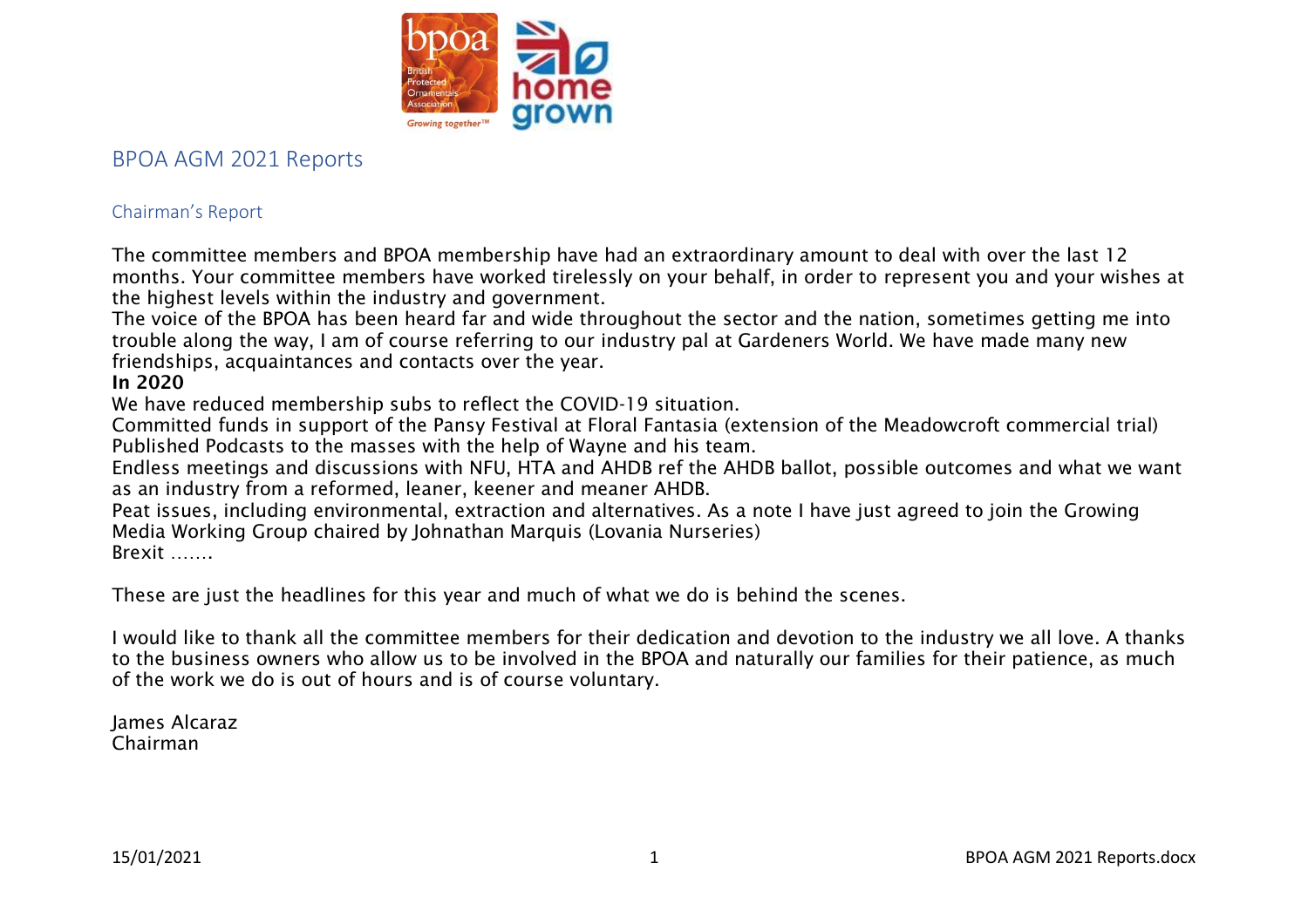# BPOA AGM 2021 Reports

## Chairman's Report

The committee members and BPOA membership have had an extraordinary amount to deal with over the last 12 months. Your committee members have worked tirelessly on your behalf, in order to represent you and your wishes at the highest levels within the industry and government.

The voice of the BPOA has been heard far and wide throughout the sector and the nation, sometimes getting me into trouble along the way, I am of course referring to our industry pal at Gardeners World. We have made many new friendships, acquaintances and contacts over the year.

**In 2020**

We have reduced membership subs to reflect the COVID-19 situation.

Committed funds in support of the Pansy Festival at Floral Fantasia (extension of the Meadowcroft commercial trial)

Published Podcasts to the masses with the help of Wayne and his team.

Endless meetings and discussions with NFU, HTA and AHDB ref the AHDB ballot, possible outcomes and what we want as an industry from a reformed, leaner, keener and meaner AHDB.

Peat issues, including environmental, extraction and alternatives. As a note I have just agreed to join the Growing Media Working Group chaired by Johnathan Marquis (Lovania Nurseries)

Brexit …….

These are just the headlines for this year and much of what we do is behind the scenes.

I would like to thank all the committee members for their dedication and devotion to the industry we all love. A thanks to the business owners who allow us to be involved in the BPOA and naturally our families for their patience, as much of the work we do is out of hours and is of course voluntary.

James Alcaraz
Chairman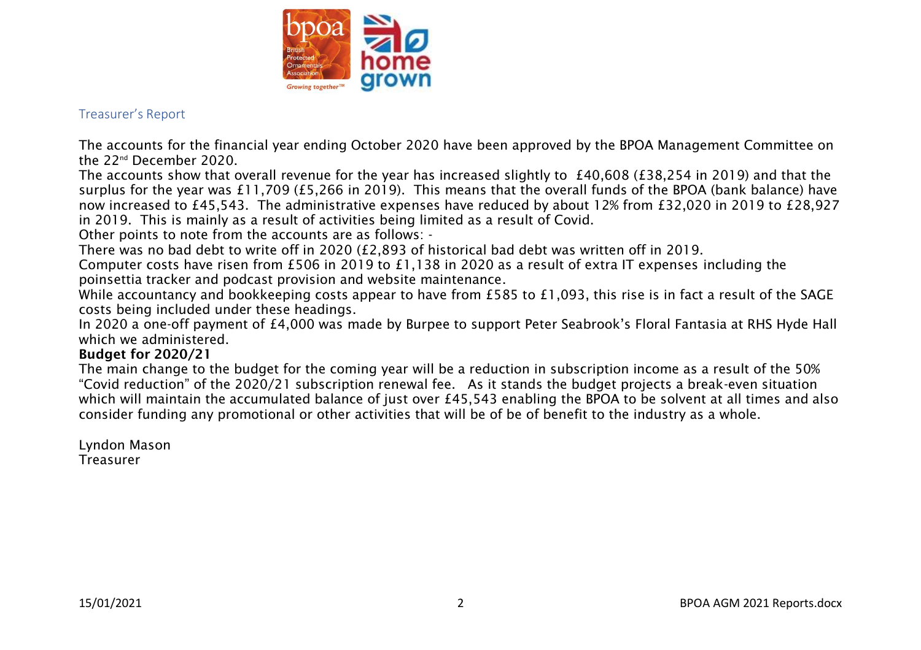## Treasurer's Report

The accounts for the financial year ending October 2020 have been approved by the BPOA Management Committee on the 22nd December 2020.

The accounts show that overall revenue for the year has increased slightly to £40,608 (£38,254 in 2019) and that the surplus for the year was £11,709 (£5,266 in 2019). This means that the overall funds of the BPOA (bank balance) have now increased to £45,543. The administrative expenses have reduced by about 12% from £32,020 in 2019 to £28,927 in 2019. This is mainly as a result of activities being limited as a result of Covid.

Other points to note from the accounts are as follows: -

There was no bad debt to write off in 2020 (£2,893 of historical bad debt was written off in 2019.

Computer costs have risen from £506 in 2019 to £1,138 in 2020 as a result of extra IT expenses including the poinsettia tracker and podcast provision and website maintenance.

While accountancy and bookkeeping costs appear to have from £585 to £1,093, this rise is in fact a result of the SAGE costs being included under these headings.

In 2020 a one-off payment of £4,000 was made by Burpee to support Peter Seabrook's Floral Fantasia at RHS Hyde Hall which we administered.

**Budget for 2020/21**

The main change to the budget for the coming year will be a reduction in subscription income as a result of the 50% "Covid reduction" of the 2020/21 subscription renewal fee. As it stands the budget projects a break-even situation which will maintain the accumulated balance of just over £45,543 enabling the BPOA to be solvent at all times and also consider funding any promotional or other activities that will be of be of benefit to the industry as a whole.

Lyndon Mason
Treasurer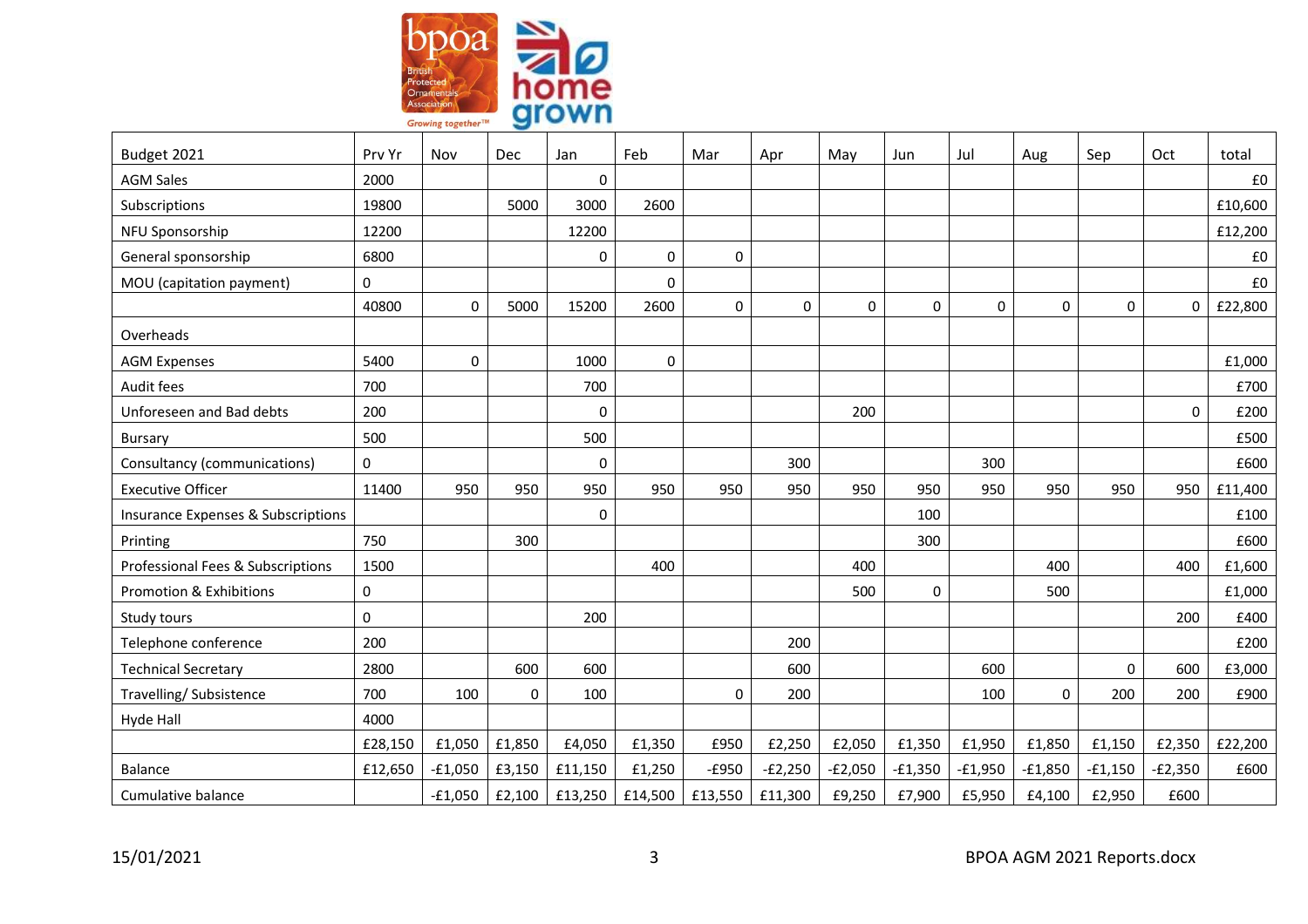| Budget 2021 | Prv Yr | Nov | Dec | Jan | Feb | Mar | Apr | May | Jun | Jul | Aug | Sep | Oct | total |
|---|---|---|---|---|---|---|---|---|---|---|---|---|---|---|
| AGM Sales | 2000 | | | 0 | | | | | | | | | | £0 |
| Subscriptions | 19800 | | 5000 | 3000 | 2600 | | | | | | | | | £10,600 |
| NFU Sponsorship | 12200 | | | 12200 | | | | | | | | | | £12,200 |
| General sponsorship | 6800 | | | 0 | 0 | 0 | | | | | | | | £0 |
| MOU (capitation payment) | 0 | | | | 0 | | | | | | | | | £0 |
| | 40800 | 0 | 5000 | 15200 | 2600 | 0 | 0 | 0 | 0 | 0 | 0 | 0 | 0 | £22,800 |
| Overheads | | | | | | | | | | | | | | |
| AGM Expenses | 5400 | 0 | | 1000 | 0 | | | | | | | | | £1,000 |
| Audit fees | 700 | | | 700 | | | | | | | | | | £700 |
| Unforeseen and Bad debts | 200 | | | 0 | | | | 200 | | | | | 0 | £200 |
| Bursary | 500 | | | 500 | | | | | | | | | | £500 |
| Consultancy (communications) | 0 | | | 0 | | | 300 | | | 300 | | | | £600 |
| Executive Officer | 11400 | 950 | 950 | 950 | 950 | 950 | 950 | 950 | 950 | 950 | 950 | 950 | 950 | £11,400 |
| Insurance Expenses & Subscriptions | | | | 0 | | | | | 100 | | | | | £100 |
| Printing | 750 | | 300 | | | | | | 300 | | | | | £600 |
| Professional Fees & Subscriptions | 1500 | | | | 400 | | | 400 | | | 400 | | 400 | £1,600 |
| Promotion & Exhibitions | 0 | | | | | | | 500 | 0 | | 500 | | | £1,000 |
| Study tours | 0 | | | 200 | | | | | | | | | 200 | £400 |
| Telephone conference | 200 | | | | | | 200 | | | | | | | £200 |
| Technical Secretary | 2800 | | 600 | 600 | | | 600 | | | 600 | | 0 | 600 | £3,000 |
| Travelling/ Subsistence | 700 | 100 | 0 | 100 | | 0 | 200 | | | 100 | 0 | 200 | 200 | £900 |
| Hyde Hall | 4000 | | | | | | | | | | | | | |
| | £28,150 | £1,050 | £1,850 | £4,050 | £1,350 | £950 | £2,250 | £2,050 | £1,350 | £1,950 | £1,850 | £1,150 | £2,350 | £22,200 |
| Balance | £12,650 | -£1,050 | £3,150 | £11,150 | £1,250 | -£950 | -£2,250 | -£2,050 | -£1,350 | -£1,950 | -£1,850 | -£1,150 | -£2,350 | £600 |
| Cumulative balance | | -£1,050 | £2,100 | £13,250 | £14,500 | £13,550 | £11,300 | £9,250 | £7,900 | £5,950 | £4,100 | £2,950 | £600 | |

15/01/2021

BPOA AGM 2021 Reports.docx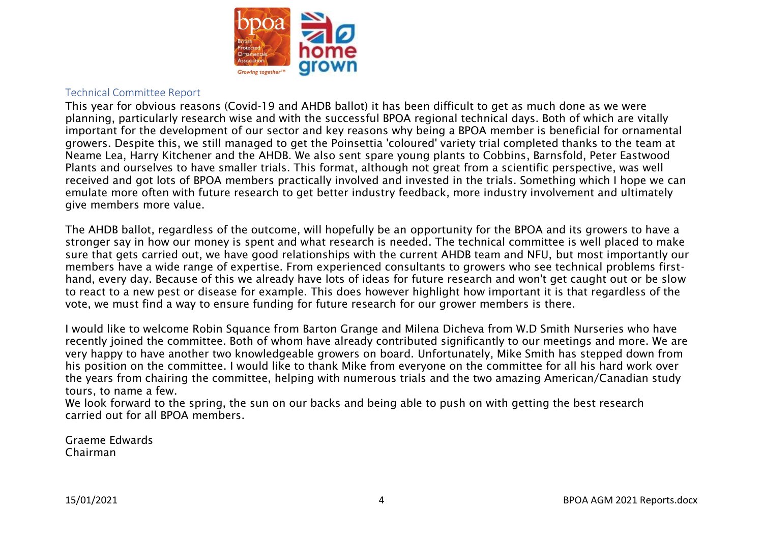## Technical Committee Report

This year for obvious reasons (Covid-19 and AHDB ballot) it has been difficult to get as much done as we were planning, particularly research wise and with the successful BPOA regional technical days. Both of which are vitally important for the development of our sector and key reasons why being a BPOA member is beneficial for ornamental growers. Despite this, we still managed to get the Poinsettia 'coloured' variety trial completed thanks to the team at Neame Lea, Harry Kitchener and the AHDB. We also sent spare young plants to Cobbins, Barnsfold, Peter Eastwood Plants and ourselves to have smaller trials. This format, although not great from a scientific perspective, was well received and got lots of BPOA members practically involved and invested in the trials. Something which I hope we can emulate more often with future research to get better industry feedback, more industry involvement and ultimately give members more value.

The AHDB ballot, regardless of the outcome, will hopefully be an opportunity for the BPOA and its growers to have a stronger say in how our money is spent and what research is needed. The technical committee is well placed to make sure that gets carried out, we have good relationships with the current AHDB team and NFU, but most importantly our members have a wide range of expertise. From experienced consultants to growers who see technical problems first-hand, every day. Because of this we already have lots of ideas for future research and won't get caught out or be slow to react to a new pest or disease for example. This does however highlight how important it is that regardless of the vote, we must find a way to ensure funding for future research for our grower members is there.

I would like to welcome Robin Squance from Barton Grange and Milena Dicheva from W.D Smith Nurseries who have recently joined the committee. Both of whom have already contributed significantly to our meetings and more. We are very happy to have another two knowledgeable growers on board. Unfortunately, Mike Smith has stepped down from his position on the committee. I would like to thank Mike from everyone on the committee for all his hard work over the years from chairing the committee, helping with numerous trials and the two amazing American/Canadian study tours, to name a few.
We look forward to the spring, the sun on our backs and being able to push on with getting the best research carried out for all BPOA members.

Graeme Edwards
Chairman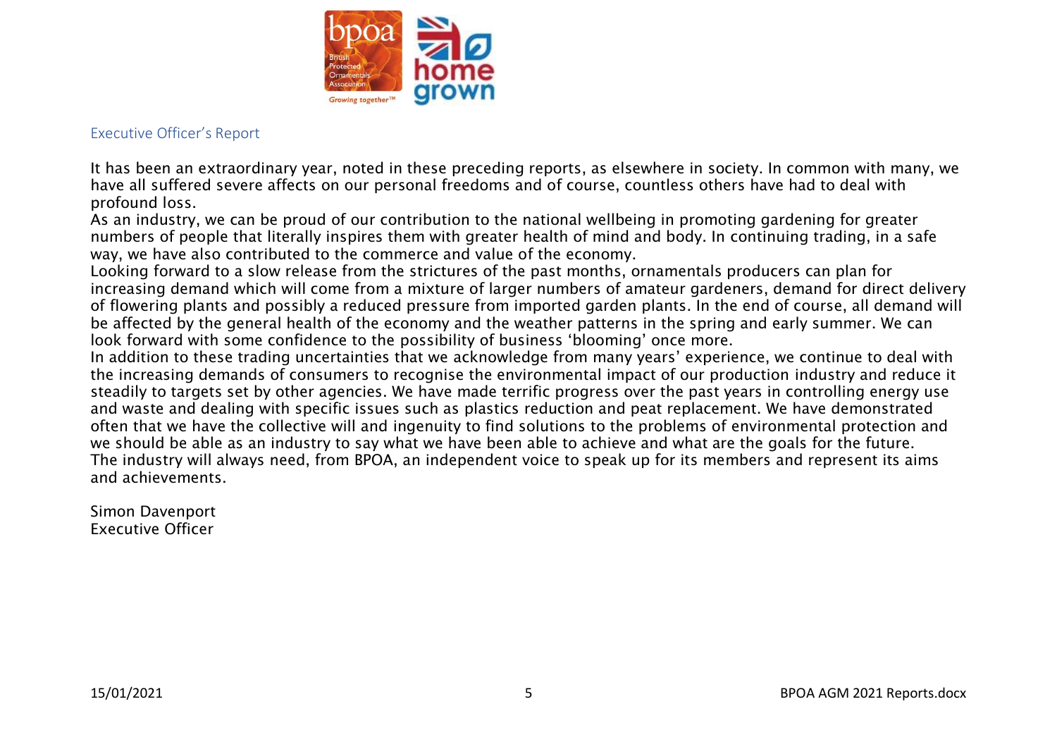## Executive Officer's Report

It has been an extraordinary year, noted in these preceding reports, as elsewhere in society. In common with many, we have all suffered severe affects on our personal freedoms and of course, countless others have had to deal with profound loss.

As an industry, we can be proud of our contribution to the national wellbeing in promoting gardening for greater numbers of people that literally inspires them with greater health of mind and body. In continuing trading, in a safe way, we have also contributed to the commerce and value of the economy.

Looking forward to a slow release from the strictures of the past months, ornamentals producers can plan for increasing demand which will come from a mixture of larger numbers of amateur gardeners, demand for direct delivery of flowering plants and possibly a reduced pressure from imported garden plants. In the end of course, all demand will be affected by the general health of the economy and the weather patterns in the spring and early summer. We can look forward with some confidence to the possibility of business 'blooming' once more.

In addition to these trading uncertainties that we acknowledge from many years' experience, we continue to deal with the increasing demands of consumers to recognise the environmental impact of our production industry and reduce it steadily to targets set by other agencies. We have made terrific progress over the past years in controlling energy use and waste and dealing with specific issues such as plastics reduction and peat replacement. We have demonstrated often that we have the collective will and ingenuity to find solutions to the problems of environmental protection and we should be able as an industry to say what we have been able to achieve and what are the goals for the future.

The industry will always need, from BPOA, an independent voice to speak up for its members and represent its aims and achievements.

Simon Davenport
Executive Officer